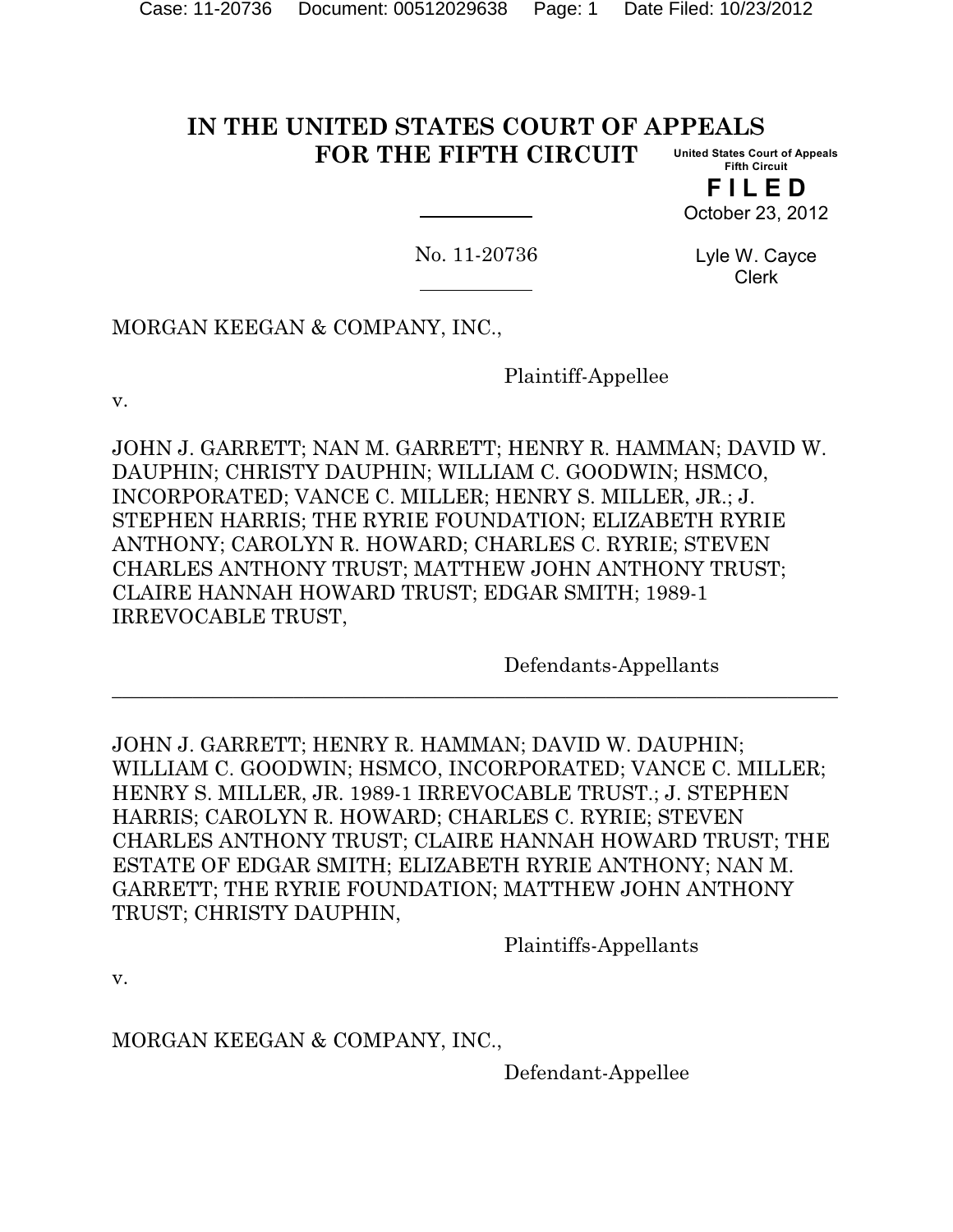# IN THE UNITED STATES COURT OF APPEALS FOR THE FIFTH CIRCUIT

United States Court of Appeals
Fifth Circuit

**F I L E D**

October 23, 2012

Lyle W. Cayce
Clerk

No. 11-20736

MORGAN KEEGAN & COMPANY, INC.,

Plaintiff-Appellee

v.

JOHN J. GARRETT; NAN M. GARRETT; HENRY R. HAMMAN; DAVID W. DAUPHIN; CHRISTY DAUPHIN; WILLIAM C. GOODWIN; HSMCO, INCORPORATED; VANCE C. MILLER; HENRY S. MILLER, JR.; J. STEPHEN HARRIS; THE RYRIE FOUNDATION; ELIZABETH RYRIE ANTHONY; CAROLYN R. HOWARD; CHARLES C. RYRIE; STEVEN CHARLES ANTHONY TRUST; MATTHEW JOHN ANTHONY TRUST; CLAIRE HANNAH HOWARD TRUST; EDGAR SMITH; 1989-1 IRREVOCABLE TRUST,

Defendants-Appellants

---

JOHN J. GARRETT; HENRY R. HAMMAN; DAVID W. DAUPHIN; WILLIAM C. GOODWIN; HSMCO, INCORPORATED; VANCE C. MILLER; HENRY S. MILLER, JR. 1989-1 IRREVOCABLE TRUST.; J. STEPHEN HARRIS; CAROLYN R. HOWARD; CHARLES C. RYRIE; STEVEN CHARLES ANTHONY TRUST; CLAIRE HANNAH HOWARD TRUST; THE ESTATE OF EDGAR SMITH; ELIZABETH RYRIE ANTHONY; NAN M. GARRETT; THE RYRIE FOUNDATION; MATTHEW JOHN ANTHONY TRUST; CHRISTY DAUPHIN,

Plaintiffs-Appellants

v.

MORGAN KEEGAN & COMPANY, INC.,

Defendant-Appellee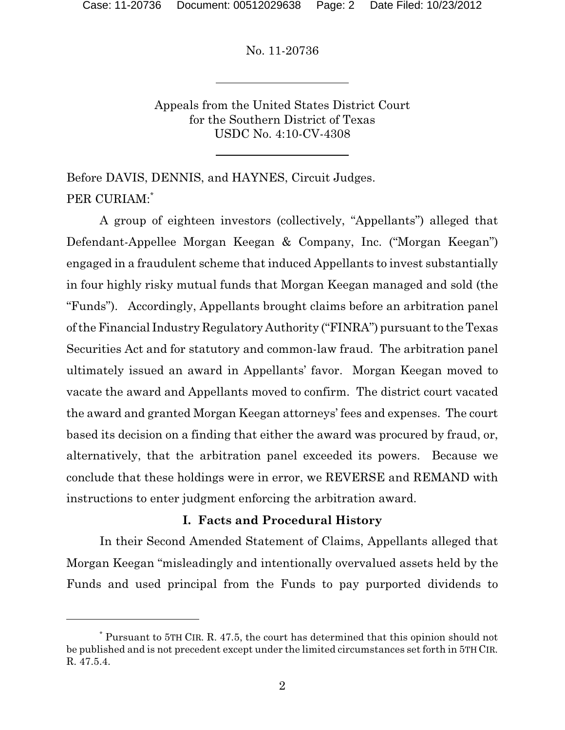No. 11-20736

Appeals from the United States District Court for the Southern District of Texas
USDC No. 4:10-CV-4308

Before DAVIS, DENNIS, and HAYNES, Circuit Judges.

PER CURIAM:*

A group of eighteen investors (collectively, "Appellants") alleged that Defendant-Appellee Morgan Keegan & Company, Inc. ("Morgan Keegan") engaged in a fraudulent scheme that induced Appellants to invest substantially in four highly risky mutual funds that Morgan Keegan managed and sold (the "Funds"). Accordingly, Appellants brought claims before an arbitration panel of the Financial Industry Regulatory Authority ("FINRA") pursuant to the Texas Securities Act and for statutory and common-law fraud. The arbitration panel ultimately issued an award in Appellants' favor. Morgan Keegan moved to vacate the award and Appellants moved to confirm. The district court vacated the award and granted Morgan Keegan attorneys' fees and expenses. The court based its decision on a finding that either the award was procured by fraud, or, alternatively, that the arbitration panel exceeded its powers. Because we conclude that these holdings were in error, we REVERSE and REMAND with instructions to enter judgment enforcing the arbitration award.

## I. Facts and Procedural History

In their Second Amended Statement of Claims, Appellants alleged that Morgan Keegan "misleadingly and intentionally overvalued assets held by the Funds and used principal from the Funds to pay purported dividends to

* Pursuant to 5TH CIR. R. 47.5, the court has determined that this opinion should not be published and is not precedent except under the limited circumstances set forth in 5TH CIR. R. 47.5.4.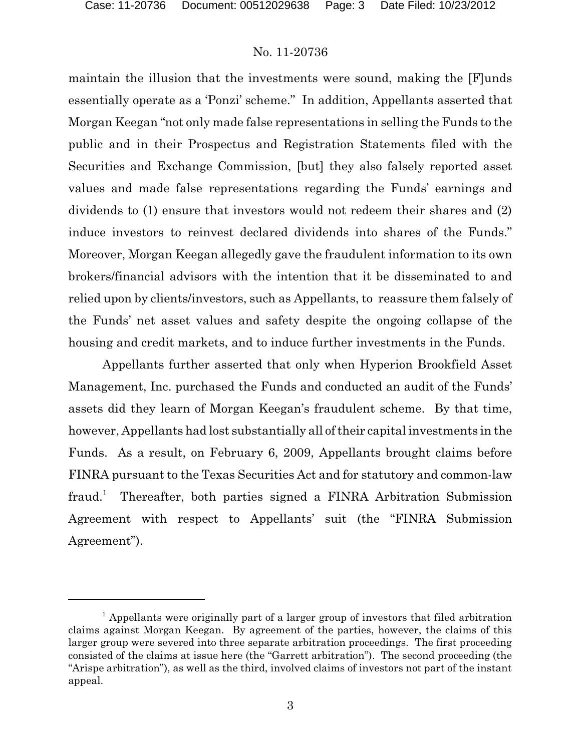maintain the illusion that the investments were sound, making the [F]unds essentially operate as a 'Ponzi' scheme." In addition, Appellants asserted that Morgan Keegan "not only made false representations in selling the Funds to the public and in their Prospectus and Registration Statements filed with the Securities and Exchange Commission, [but] they also falsely reported asset values and made false representations regarding the Funds' earnings and dividends to (1) ensure that investors would not redeem their shares and (2) induce investors to reinvest declared dividends into shares of the Funds." Moreover, Morgan Keegan allegedly gave the fraudulent information to its own brokers/financial advisors with the intention that it be disseminated to and relied upon by clients/investors, such as Appellants, to reassure them falsely of the Funds' net asset values and safety despite the ongoing collapse of the housing and credit markets, and to induce further investments in the Funds.

Appellants further asserted that only when Hyperion Brookfield Asset Management, Inc. purchased the Funds and conducted an audit of the Funds' assets did they learn of Morgan Keegan's fraudulent scheme. By that time, however, Appellants had lost substantially all of their capital investments in the Funds. As a result, on February 6, 2009, Appellants brought claims before FINRA pursuant to the Texas Securities Act and for statutory and common-law fraud.[1] Thereafter, both parties signed a FINRA Arbitration Submission Agreement with respect to Appellants' suit (the "FINRA Submission Agreement").

---

[1] Appellants were originally part of a larger group of investors that filed arbitration claims against Morgan Keegan. By agreement of the parties, however, the claims of this larger group were severed into three separate arbitration proceedings. The first proceeding consisted of the claims at issue here (the "Garrett arbitration"). The second proceeding (the "Arispe arbitration"), as well as the third, involved claims of investors not part of the instant appeal.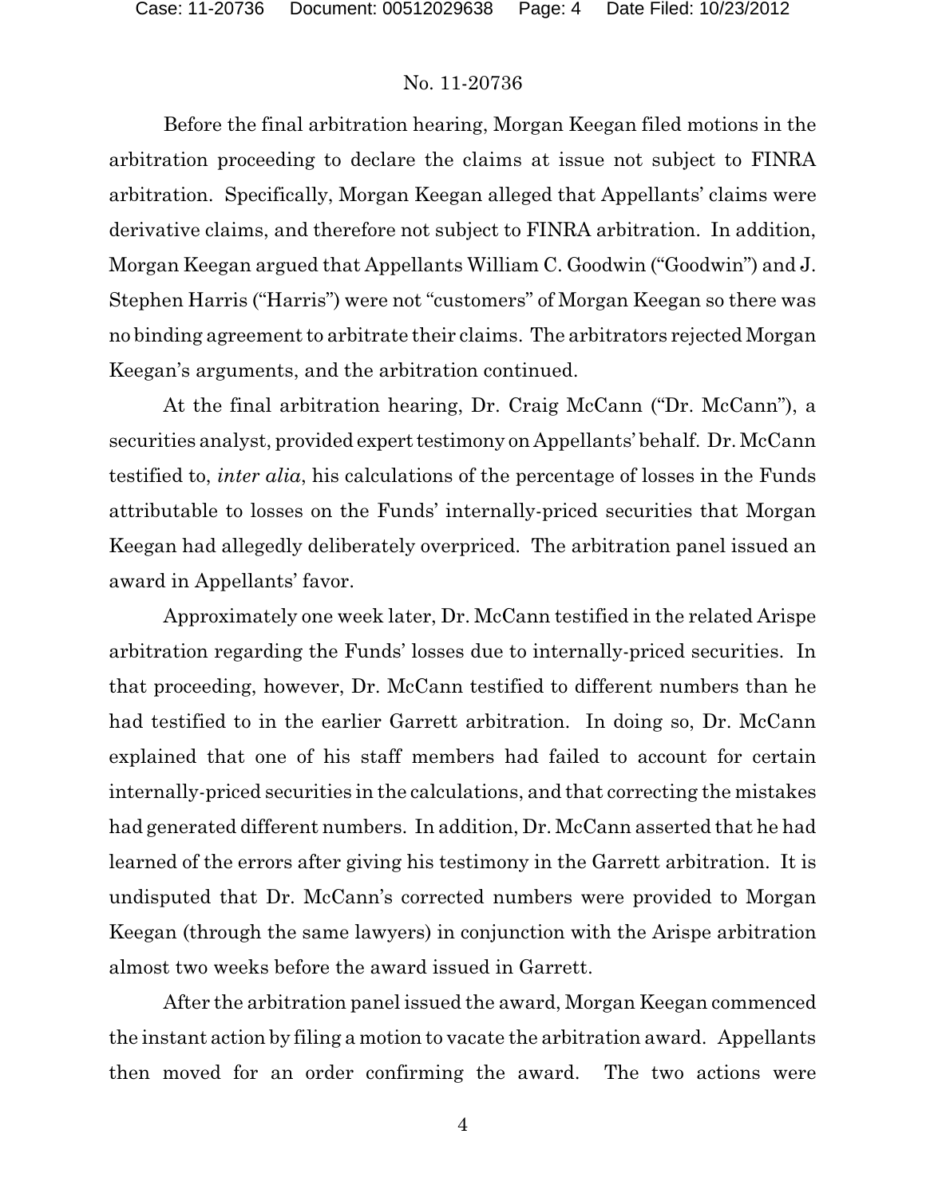Before the final arbitration hearing, Morgan Keegan filed motions in the arbitration proceeding to declare the claims at issue not subject to FINRA arbitration. Specifically, Morgan Keegan alleged that Appellants' claims were derivative claims, and therefore not subject to FINRA arbitration. In addition, Morgan Keegan argued that Appellants William C. Goodwin ("Goodwin") and J. Stephen Harris ("Harris") were not "customers" of Morgan Keegan so there was no binding agreement to arbitrate their claims. The arbitrators rejected Morgan Keegan's arguments, and the arbitration continued.

At the final arbitration hearing, Dr. Craig McCann ("Dr. McCann"), a securities analyst, provided expert testimony on Appellants' behalf. Dr. McCann testified to, *inter alia*, his calculations of the percentage of losses in the Funds attributable to losses on the Funds' internally-priced securities that Morgan Keegan had allegedly deliberately overpriced. The arbitration panel issued an award in Appellants' favor.

Approximately one week later, Dr. McCann testified in the related Arispe arbitration regarding the Funds' losses due to internally-priced securities. In that proceeding, however, Dr. McCann testified to different numbers than he had testified to in the earlier Garrett arbitration. In doing so, Dr. McCann explained that one of his staff members had failed to account for certain internally-priced securities in the calculations, and that correcting the mistakes had generated different numbers. In addition, Dr. McCann asserted that he had learned of the errors after giving his testimony in the Garrett arbitration. It is undisputed that Dr. McCann's corrected numbers were provided to Morgan Keegan (through the same lawyers) in conjunction with the Arispe arbitration almost two weeks before the award issued in Garrett.

After the arbitration panel issued the award, Morgan Keegan commenced the instant action by filing a motion to vacate the arbitration award. Appellants then moved for an order confirming the award. The two actions were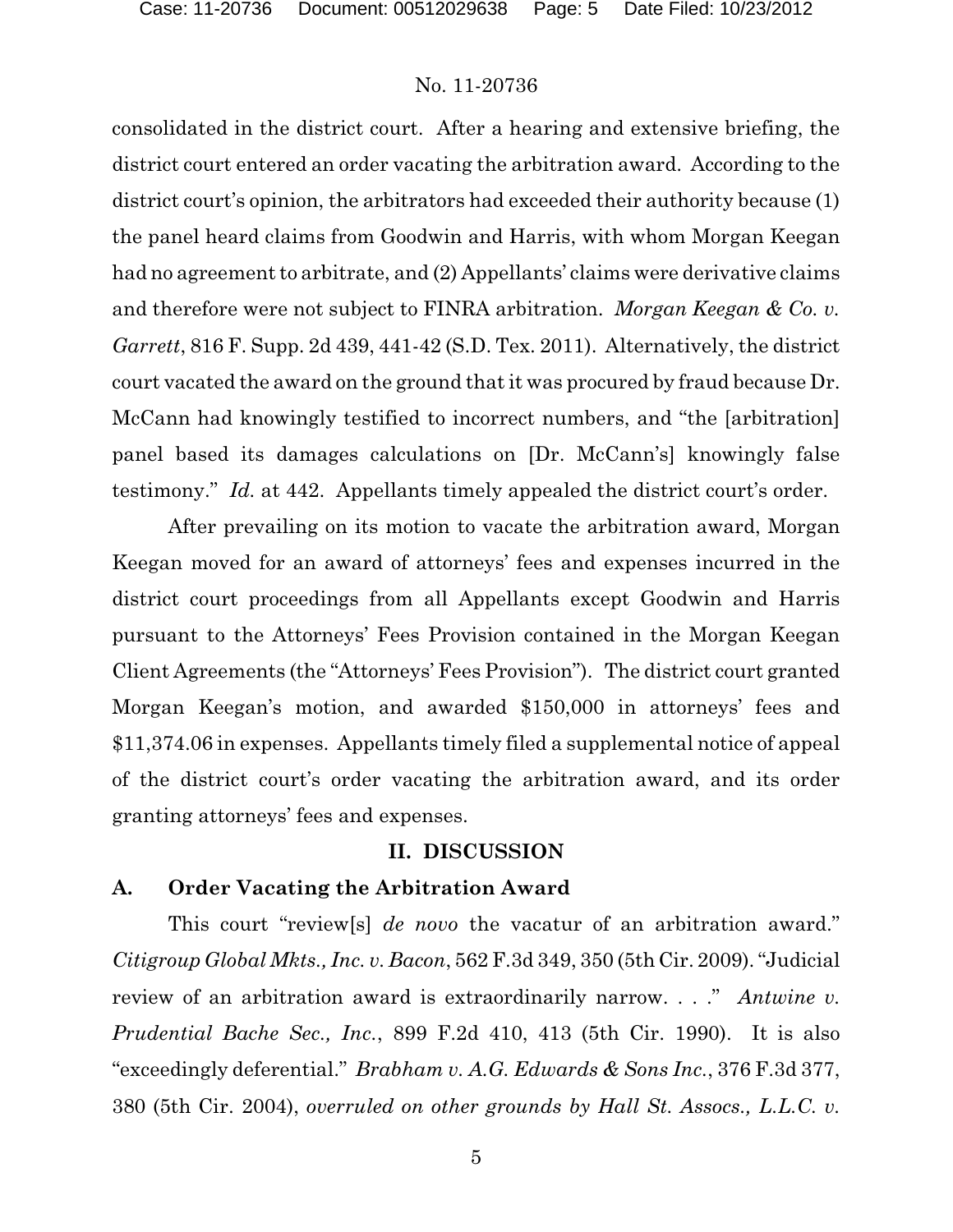consolidated in the district court. After a hearing and extensive briefing, the district court entered an order vacating the arbitration award. According to the district court's opinion, the arbitrators had exceeded their authority because (1) the panel heard claims from Goodwin and Harris, with whom Morgan Keegan had no agreement to arbitrate, and (2) Appellants' claims were derivative claims and therefore were not subject to FINRA arbitration. *Morgan Keegan & Co. v. Garrett*, 816 F. Supp. 2d 439, 441-42 (S.D. Tex. 2011). Alternatively, the district court vacated the award on the ground that it was procured by fraud because Dr. McCann had knowingly testified to incorrect numbers, and "the [arbitration] panel based its damages calculations on [Dr. McCann's] knowingly false testimony." *Id.* at 442. Appellants timely appealed the district court's order.

After prevailing on its motion to vacate the arbitration award, Morgan Keegan moved for an award of attorneys' fees and expenses incurred in the district court proceedings from all Appellants except Goodwin and Harris pursuant to the Attorneys' Fees Provision contained in the Morgan Keegan Client Agreements (the "Attorneys' Fees Provision"). The district court granted Morgan Keegan's motion, and awarded $150,000 in attorneys' fees and $11,374.06 in expenses. Appellants timely filed a supplemental notice of appeal of the district court's order vacating the arbitration award, and its order granting attorneys' fees and expenses.

## II. DISCUSSION

### A. Order Vacating the Arbitration Award

This court "review[s] *de novo* the vacatur of an arbitration award." *Citigroup Global Mkts., Inc. v. Bacon*, 562 F.3d 349, 350 (5th Cir. 2009). "Judicial review of an arbitration award is extraordinarily narrow. . . ." *Antwine v. Prudential Bache Sec., Inc.*, 899 F.2d 410, 413 (5th Cir. 1990). It is also "exceedingly deferential." *Brabham v. A.G. Edwards & Sons Inc.*, 376 F.3d 377, 380 (5th Cir. 2004), *overruled on other grounds by Hall St. Assocs., L.L.C. v.*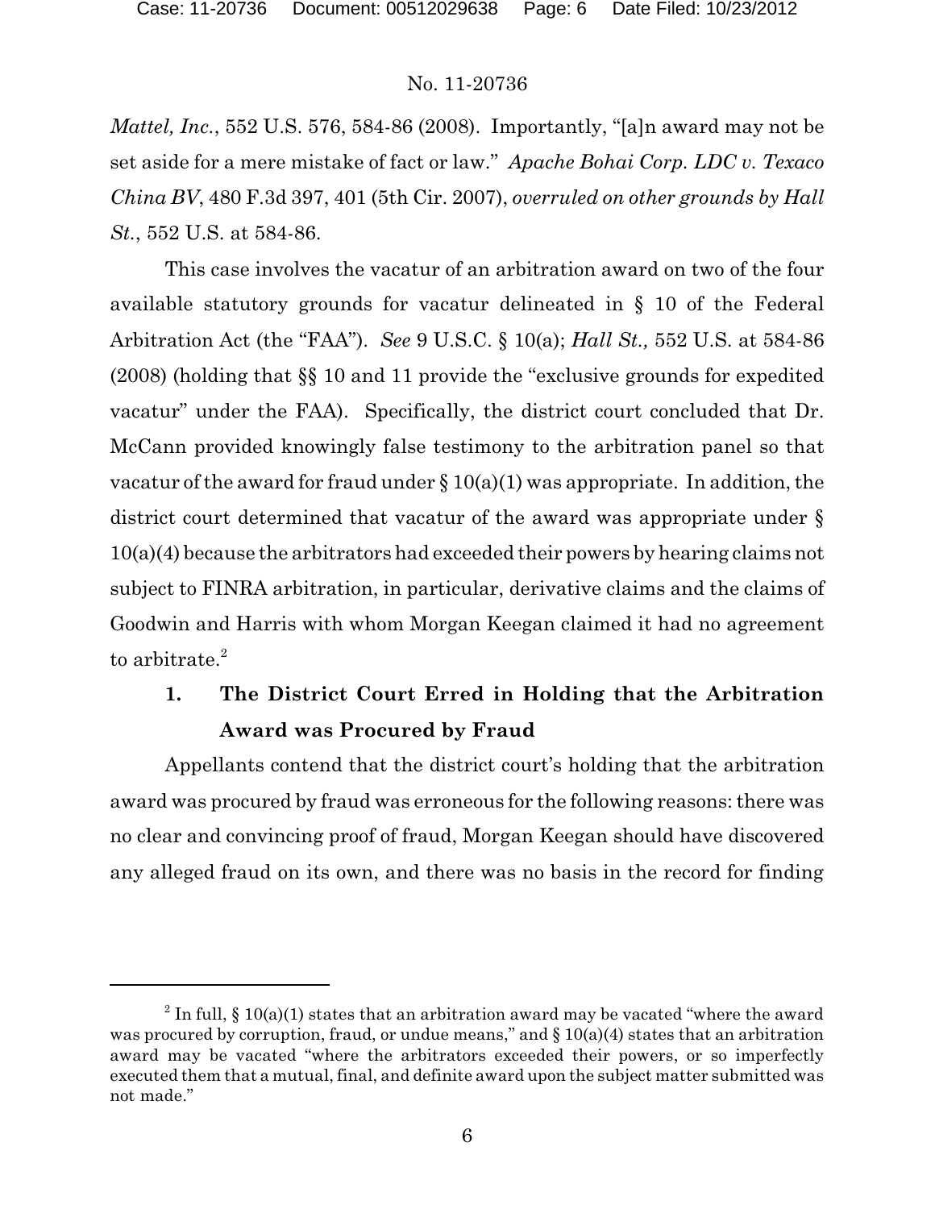*Mattel, Inc.*, 552 U.S. 576, 584-86 (2008). Importantly, "[a]n award may not be set aside for a mere mistake of fact or law." *Apache Bohai Corp. LDC v. Texaco China BV*, 480 F.3d 397, 401 (5th Cir. 2007), *overruled on other grounds by Hall St.*, 552 U.S. at 584-86.

This case involves the vacatur of an arbitration award on two of the four available statutory grounds for vacatur delineated in § 10 of the Federal Arbitration Act (the "FAA"). *See* 9 U.S.C. § 10(a); *Hall St.,* 552 U.S. at 584-86 (2008) (holding that §§ 10 and 11 provide the "exclusive grounds for expedited vacatur" under the FAA). Specifically, the district court concluded that Dr. McCann provided knowingly false testimony to the arbitration panel so that vacatur of the award for fraud under § 10(a)(1) was appropriate. In addition, the district court determined that vacatur of the award was appropriate under § 10(a)(4) because the arbitrators had exceeded their powers by hearing claims not subject to FINRA arbitration, in particular, derivative claims and the claims of Goodwin and Harris with whom Morgan Keegan claimed it had no agreement to arbitrate.[2]

### 1. The District Court Erred in Holding that the Arbitration Award was Procured by Fraud

Appellants contend that the district court's holding that the arbitration award was procured by fraud was erroneous for the following reasons: there was no clear and convincing proof of fraud, Morgan Keegan should have discovered any alleged fraud on its own, and there was no basis in the record for finding

---

[2] In full, § 10(a)(1) states that an arbitration award may be vacated "where the award was procured by corruption, fraud, or undue means," and § 10(a)(4) states that an arbitration award may be vacated "where the arbitrators exceeded their powers, or so imperfectly executed them that a mutual, final, and definite award upon the subject matter submitted was not made."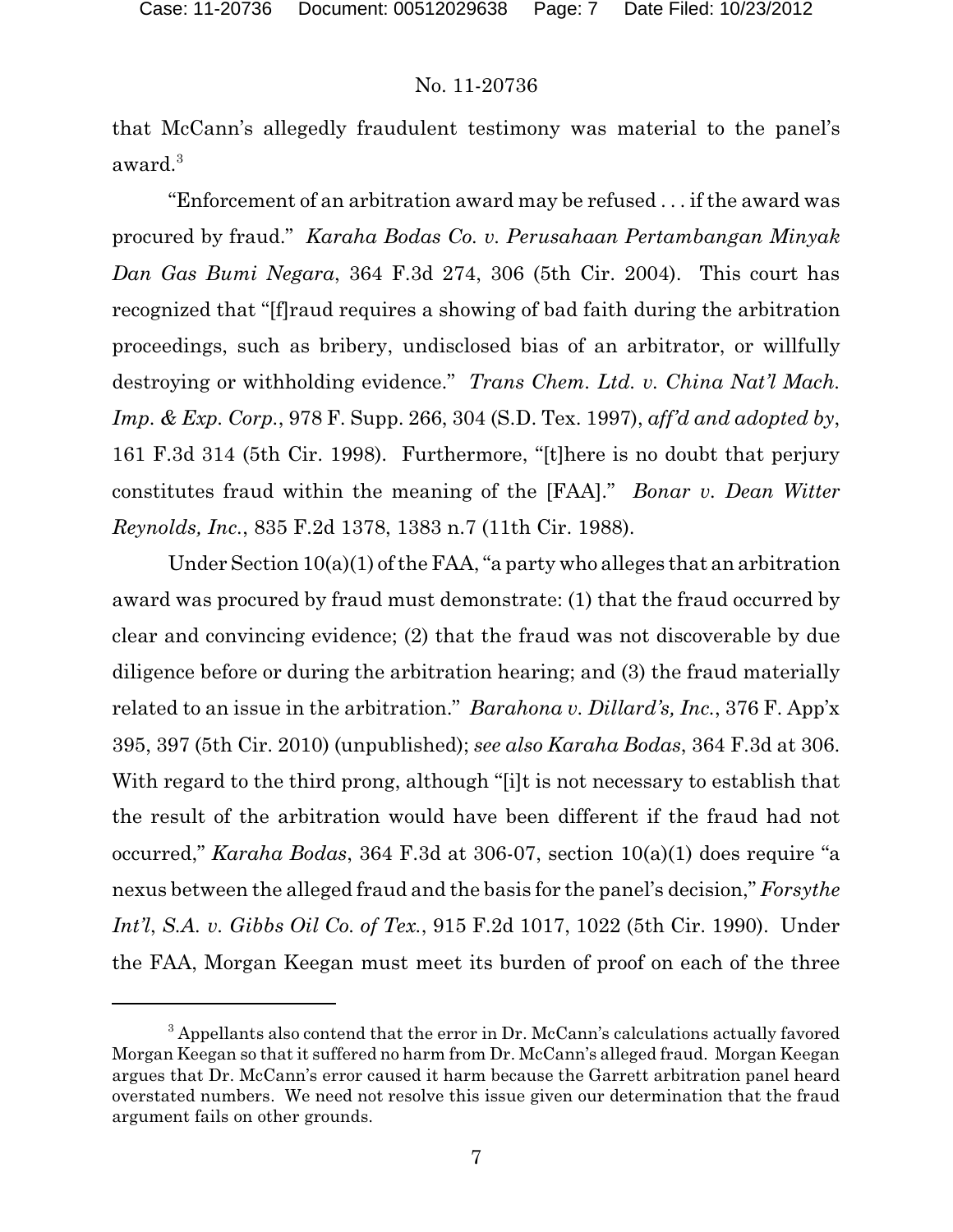that McCann's allegedly fraudulent testimony was material to the panel's award.[3]

"Enforcement of an arbitration award may be refused . . . if the award was procured by fraud." *Karaha Bodas Co. v. Perusahaan Pertambangan Minyak Dan Gas Bumi Negara*, 364 F.3d 274, 306 (5th Cir. 2004). This court has recognized that "[f]raud requires a showing of bad faith during the arbitration proceedings, such as bribery, undisclosed bias of an arbitrator, or willfully destroying or withholding evidence." *Trans Chem. Ltd. v. China Nat'l Mach. Imp. & Exp. Corp.*, 978 F. Supp. 266, 304 (S.D. Tex. 1997), *aff'd and adopted by*, 161 F.3d 314 (5th Cir. 1998). Furthermore, "[t]here is no doubt that perjury constitutes fraud within the meaning of the [FAA]." *Bonar v. Dean Witter Reynolds, Inc.*, 835 F.2d 1378, 1383 n.7 (11th Cir. 1988).

Under Section 10(a)(1) of the FAA, "a party who alleges that an arbitration award was procured by fraud must demonstrate: (1) that the fraud occurred by clear and convincing evidence; (2) that the fraud was not discoverable by due diligence before or during the arbitration hearing; and (3) the fraud materially related to an issue in the arbitration." *Barahona v. Dillard's, Inc.*, 376 F. App'x 395, 397 (5th Cir. 2010) (unpublished); *see also Karaha Bodas*, 364 F.3d at 306. With regard to the third prong, although "[i]t is not necessary to establish that the result of the arbitration would have been different if the fraud had not occurred," *Karaha Bodas*, 364 F.3d at 306-07, section 10(a)(1) does require "a nexus between the alleged fraud and the basis for the panel's decision," *Forsythe Int'l, S.A. v. Gibbs Oil Co. of Tex.*, 915 F.2d 1017, 1022 (5th Cir. 1990). Under the FAA, Morgan Keegan must meet its burden of proof on each of the three

---

[3] Appellants also contend that the error in Dr. McCann's calculations actually favored Morgan Keegan so that it suffered no harm from Dr. McCann's alleged fraud. Morgan Keegan argues that Dr. McCann's error caused it harm because the Garrett arbitration panel heard overstated numbers. We need not resolve this issue given our determination that the fraud argument fails on other grounds.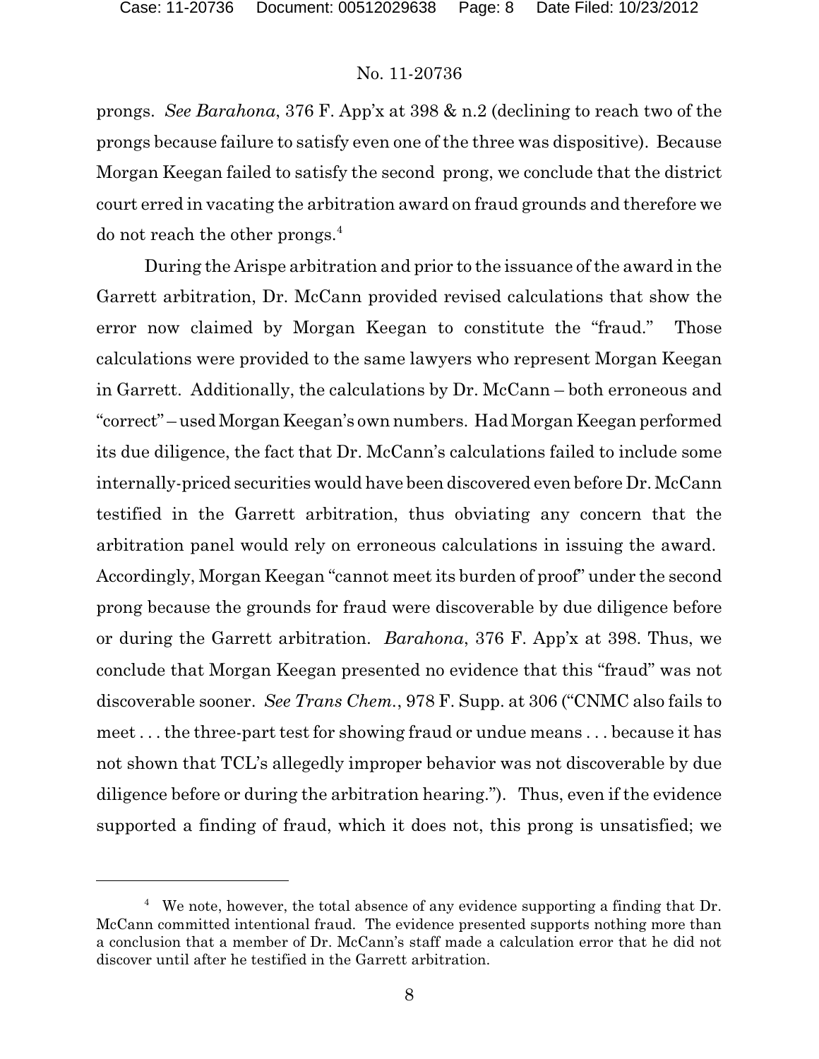prongs. *See Barahona*, 376 F. App'x at 398 & n.2 (declining to reach two of the prongs because failure to satisfy even one of the three was dispositive). Because Morgan Keegan failed to satisfy the second prong, we conclude that the district court erred in vacating the arbitration award on fraud grounds and therefore we do not reach the other prongs.[4]

During the Arispe arbitration and prior to the issuance of the award in the Garrett arbitration, Dr. McCann provided revised calculations that show the error now claimed by Morgan Keegan to constitute the "fraud." Those calculations were provided to the same lawyers who represent Morgan Keegan in Garrett. Additionally, the calculations by Dr. McCann – both erroneous and "correct" – used Morgan Keegan's own numbers. Had Morgan Keegan performed its due diligence, the fact that Dr. McCann's calculations failed to include some internally-priced securities would have been discovered even before Dr. McCann testified in the Garrett arbitration, thus obviating any concern that the arbitration panel would rely on erroneous calculations in issuing the award. Accordingly, Morgan Keegan "cannot meet its burden of proof" under the second prong because the grounds for fraud were discoverable by due diligence before or during the Garrett arbitration. *Barahona*, 376 F. App'x at 398. Thus, we conclude that Morgan Keegan presented no evidence that this "fraud" was not discoverable sooner. *See Trans Chem.*, 978 F. Supp. at 306 ("CNMC also fails to meet . . . the three-part test for showing fraud or undue means . . . because it has not shown that TCL's allegedly improper behavior was not discoverable by due diligence before or during the arbitration hearing."). Thus, even if the evidence supported a finding of fraud, which it does not, this prong is unsatisfied; we

---

[4] We note, however, the total absence of any evidence supporting a finding that Dr. McCann committed intentional fraud. The evidence presented supports nothing more than a conclusion that a member of Dr. McCann's staff made a calculation error that he did not discover until after he testified in the Garrett arbitration.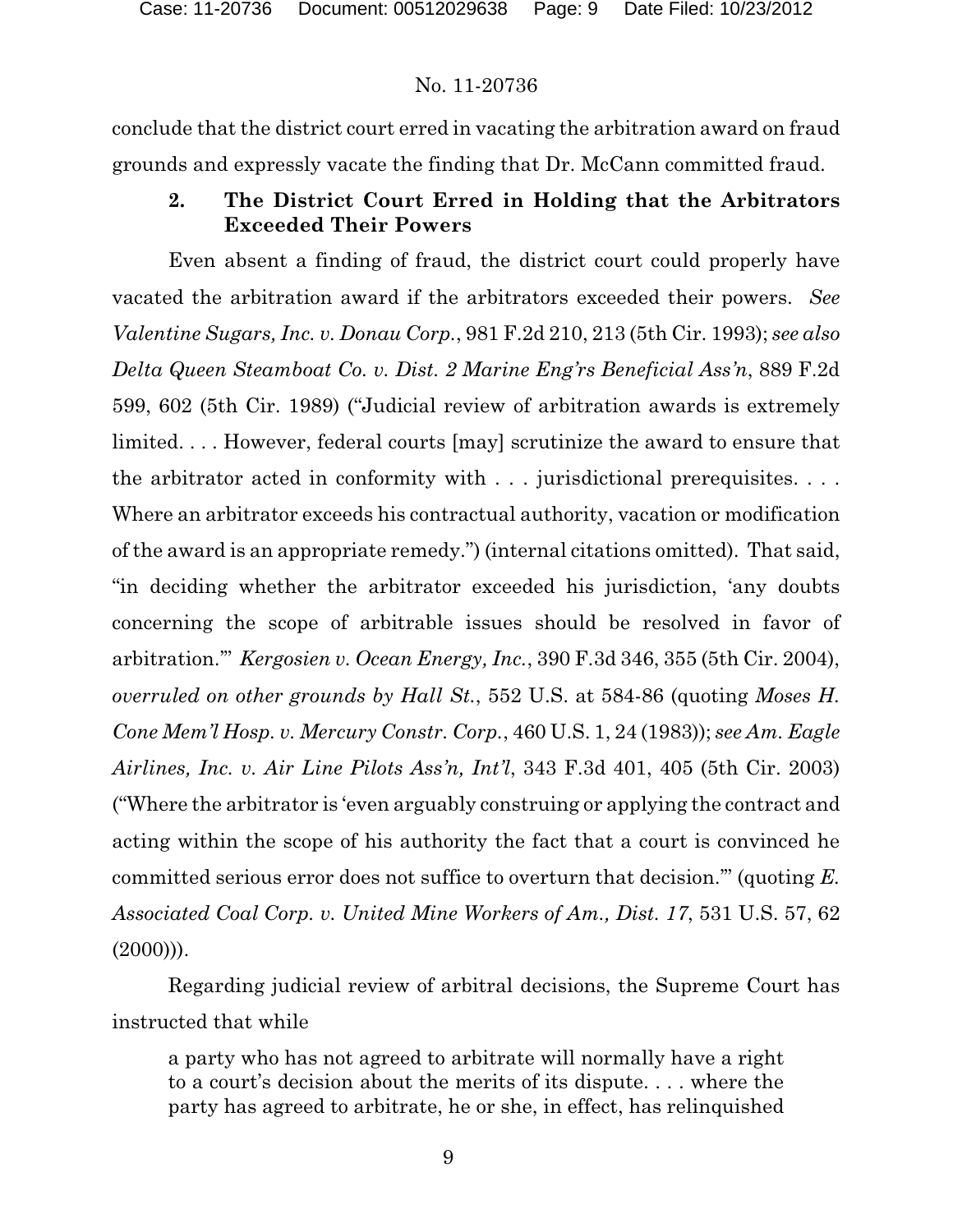conclude that the district court erred in vacating the arbitration award on fraud grounds and expressly vacate the finding that Dr. McCann committed fraud.

### 2. The District Court Erred in Holding that the Arbitrators Exceeded Their Powers

Even absent a finding of fraud, the district court could properly have vacated the arbitration award if the arbitrators exceeded their powers. *See Valentine Sugars, Inc. v. Donau Corp.*, 981 F.2d 210, 213 (5th Cir. 1993); *see also Delta Queen Steamboat Co. v. Dist. 2 Marine Eng'rs Beneficial Ass'n*, 889 F.2d 599, 602 (5th Cir. 1989) ("Judicial review of arbitration awards is extremely limited. . . . However, federal courts [may] scrutinize the award to ensure that the arbitrator acted in conformity with . . . jurisdictional prerequisites. . . . Where an arbitrator exceeds his contractual authority, vacation or modification of the award is an appropriate remedy.") (internal citations omitted). That said, "in deciding whether the arbitrator exceeded his jurisdiction, 'any doubts concerning the scope of arbitrable issues should be resolved in favor of arbitration.'" *Kergosien v. Ocean Energy, Inc.*, 390 F.3d 346, 355 (5th Cir. 2004), *overruled on other grounds by Hall St.*, 552 U.S. at 584-86 (quoting *Moses H. Cone Mem'l Hosp. v. Mercury Constr. Corp.*, 460 U.S. 1, 24 (1983)); *see Am. Eagle Airlines, Inc. v. Air Line Pilots Ass'n, Int'l*, 343 F.3d 401, 405 (5th Cir. 2003) ("Where the arbitrator is 'even arguably construing or applying the contract and acting within the scope of his authority the fact that a court is convinced he committed serious error does not suffice to overturn that decision.'" (quoting *E. Associated Coal Corp. v. United Mine Workers of Am., Dist. 17*, 531 U.S. 57, 62 (2000))).

Regarding judicial review of arbitral decisions, the Supreme Court has instructed that while

> a party who has not agreed to arbitrate will normally have a right to a court's decision about the merits of its dispute. . . . where the party has agreed to arbitrate, he or she, in effect, has relinquished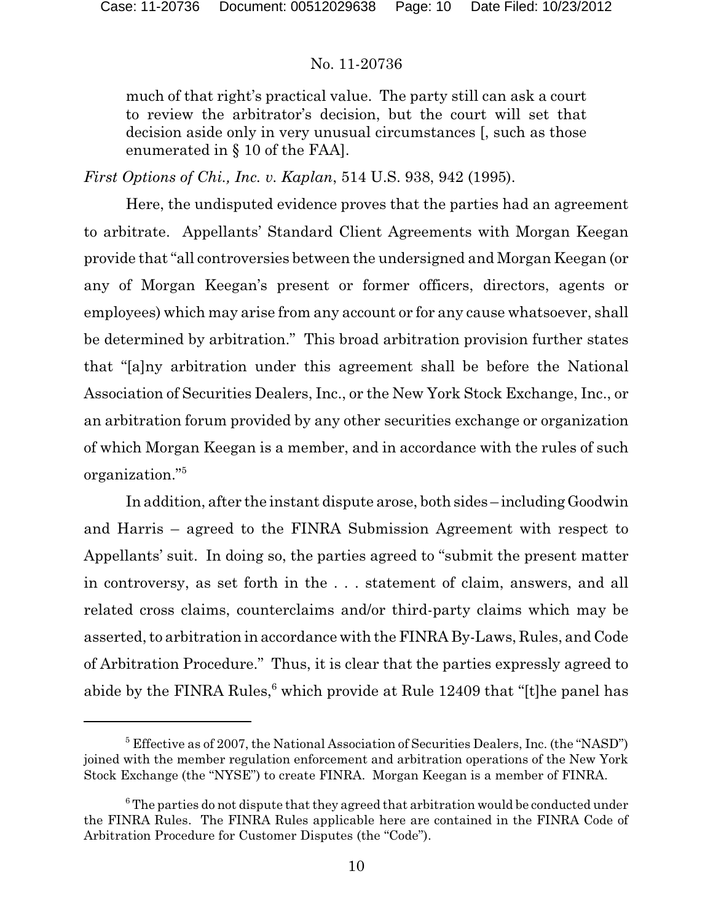> much of that right's practical value. The party still can ask a court to review the arbitrator's decision, but the court will set that decision aside only in very unusual circumstances [, such as those enumerated in § 10 of the FAA].

*First Options of Chi., Inc. v. Kaplan*, 514 U.S. 938, 942 (1995).

Here, the undisputed evidence proves that the parties had an agreement to arbitrate. Appellants' Standard Client Agreements with Morgan Keegan provide that "all controversies between the undersigned and Morgan Keegan (or any of Morgan Keegan's present or former officers, directors, agents or employees) which may arise from any account or for any cause whatsoever, shall be determined by arbitration." This broad arbitration provision further states that "[a]ny arbitration under this agreement shall be before the National Association of Securities Dealers, Inc., or the New York Stock Exchange, Inc., or an arbitration forum provided by any other securities exchange or organization of which Morgan Keegan is a member, and in accordance with the rules of such organization."[5]

In addition, after the instant dispute arose, both sides – including Goodwin and Harris – agreed to the FINRA Submission Agreement with respect to Appellants' suit. In doing so, the parties agreed to "submit the present matter in controversy, as set forth in the . . . statement of claim, answers, and all related cross claims, counterclaims and/or third-party claims which may be asserted, to arbitration in accordance with the FINRA By-Laws, Rules, and Code of Arbitration Procedure." Thus, it is clear that the parties expressly agreed to abide by the FINRA Rules,[6] which provide at Rule 12409 that "[t]he panel has

---

[5] Effective as of 2007, the National Association of Securities Dealers, Inc. (the "NASD") joined with the member regulation enforcement and arbitration operations of the New York Stock Exchange (the "NYSE") to create FINRA. Morgan Keegan is a member of FINRA.

[6] The parties do not dispute that they agreed that arbitration would be conducted under the FINRA Rules. The FINRA Rules applicable here are contained in the FINRA Code of Arbitration Procedure for Customer Disputes (the "Code").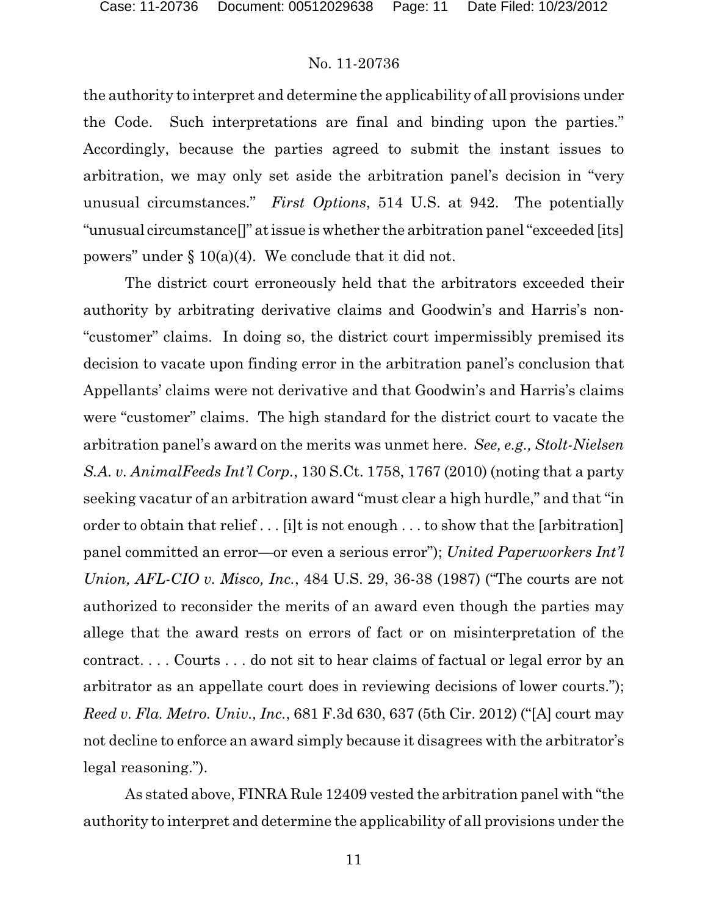the authority to interpret and determine the applicability of all provisions under the Code. Such interpretations are final and binding upon the parties." Accordingly, because the parties agreed to submit the instant issues to arbitration, we may only set aside the arbitration panel's decision in "very unusual circumstances." *First Options*, 514 U.S. at 942. The potentially "unusual circumstance[]" at issue is whether the arbitration panel "exceeded [its] powers" under § 10(a)(4). We conclude that it did not.

The district court erroneously held that the arbitrators exceeded their authority by arbitrating derivative claims and Goodwin's and Harris's non-"customer" claims. In doing so, the district court impermissibly premised its decision to vacate upon finding error in the arbitration panel's conclusion that Appellants' claims were not derivative and that Goodwin's and Harris's claims were "customer" claims. The high standard for the district court to vacate the arbitration panel's award on the merits was unmet here. *See, e.g., Stolt-Nielsen S.A. v. AnimalFeeds Int'l Corp.*, 130 S.Ct. 1758, 1767 (2010) (noting that a party seeking vacatur of an arbitration award "must clear a high hurdle," and that "in order to obtain that relief . . . [i]t is not enough . . . to show that the [arbitration] panel committed an error—or even a serious error"); *United Paperworkers Int'l Union, AFL-CIO v. Misco, Inc.*, 484 U.S. 29, 36-38 (1987) ("The courts are not authorized to reconsider the merits of an award even though the parties may allege that the award rests on errors of fact or on misinterpretation of the contract. . . . Courts . . . do not sit to hear claims of factual or legal error by an arbitrator as an appellate court does in reviewing decisions of lower courts."); *Reed v. Fla. Metro. Univ., Inc.*, 681 F.3d 630, 637 (5th Cir. 2012) ("[A] court may not decline to enforce an award simply because it disagrees with the arbitrator's legal reasoning.").

As stated above, FINRA Rule 12409 vested the arbitration panel with "the authority to interpret and determine the applicability of all provisions under the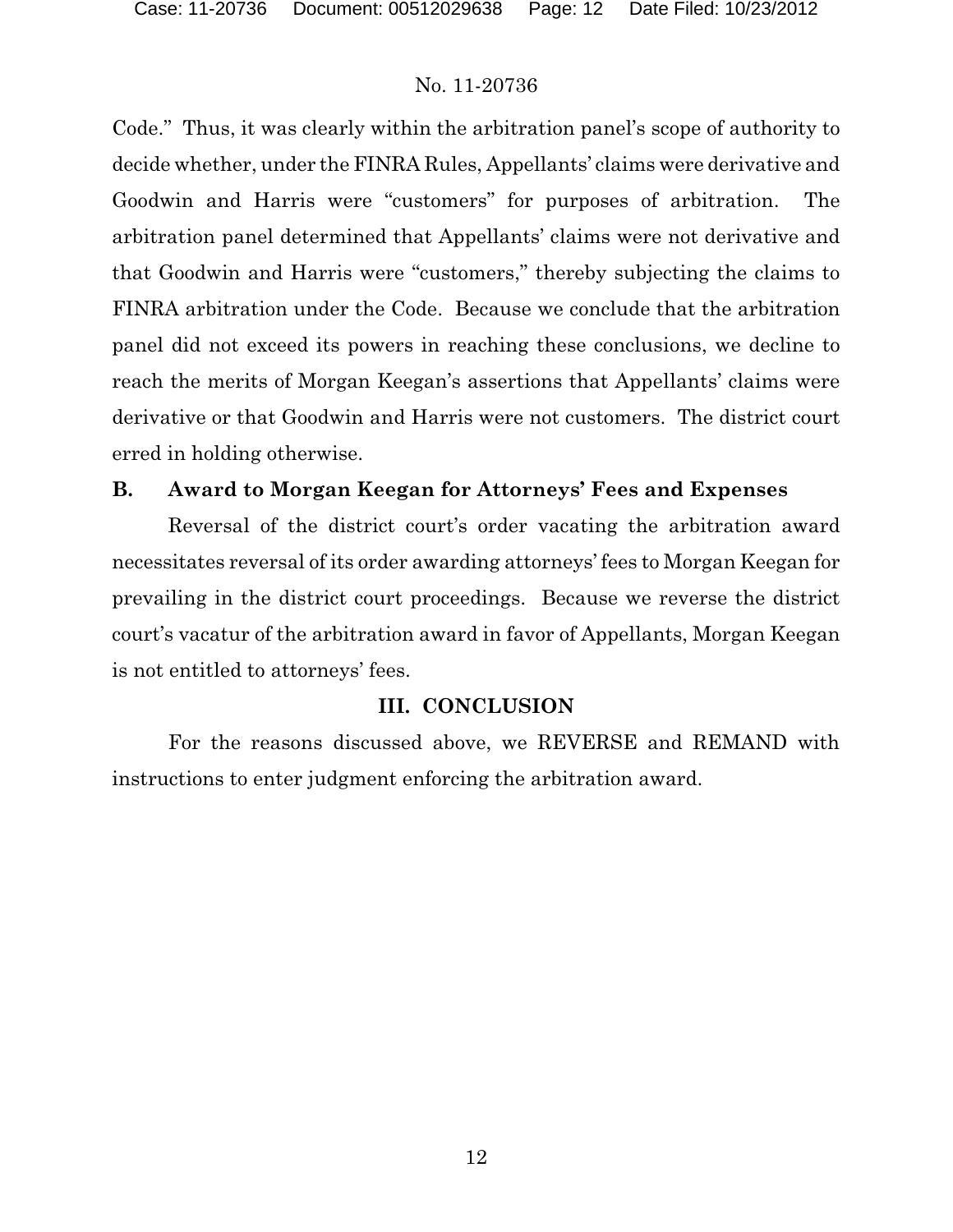Code." Thus, it was clearly within the arbitration panel's scope of authority to decide whether, under the FINRA Rules, Appellants' claims were derivative and Goodwin and Harris were "customers" for purposes of arbitration. The arbitration panel determined that Appellants' claims were not derivative and that Goodwin and Harris were "customers," thereby subjecting the claims to FINRA arbitration under the Code. Because we conclude that the arbitration panel did not exceed its powers in reaching these conclusions, we decline to reach the merits of Morgan Keegan's assertions that Appellants' claims were derivative or that Goodwin and Harris were not customers. The district court erred in holding otherwise.

### B. Award to Morgan Keegan for Attorneys' Fees and Expenses

Reversal of the district court's order vacating the arbitration award necessitates reversal of its order awarding attorneys' fees to Morgan Keegan for prevailing in the district court proceedings. Because we reverse the district court's vacatur of the arbitration award in favor of Appellants, Morgan Keegan is not entitled to attorneys' fees.

## III. CONCLUSION

For the reasons discussed above, we REVERSE and REMAND with instructions to enter judgment enforcing the arbitration award.